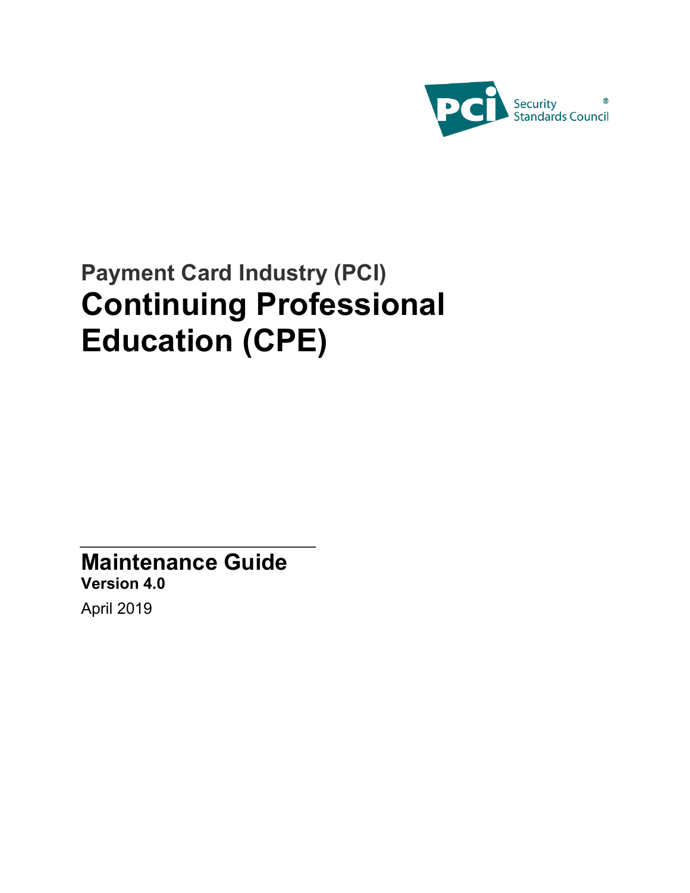PCI Security Standards Council®

## Payment Card Industry (PCI)

# Continuing Professional Education (CPE)

## Maintenance Guide

**Version 4.0**

April 2019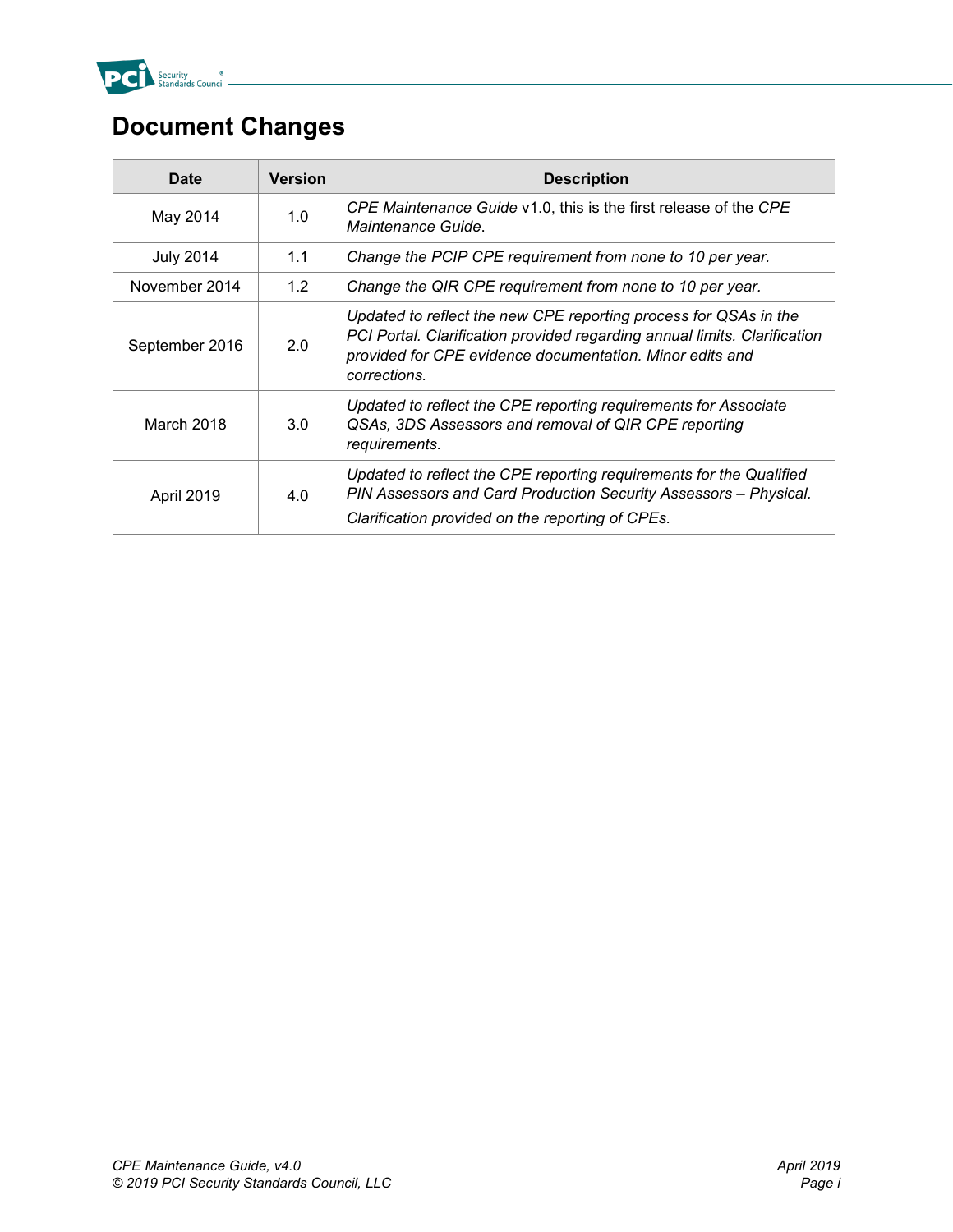# Document Changes

| Date | Version | Description |
| --- | --- | --- |
| May 2014 | 1.0 | *CPE Maintenance Guide* v1.0, this is the first release of the *CPE Maintenance Guide*. |
| July 2014 | 1.1 | *Change the PCIP CPE requirement from none to 10 per year.* |
| November 2014 | 1.2 | *Change the QIR CPE requirement from none to 10 per year.* |
| September 2016 | 2.0 | *Updated to reflect the new CPE reporting process for QSAs in the PCI Portal. Clarification provided regarding annual limits. Clarification provided for CPE evidence documentation. Minor edits and corrections.* |
| March 2018 | 3.0 | *Updated to reflect the CPE reporting requirements for Associate QSAs, 3DS Assessors and removal of QIR CPE reporting requirements.* |
| April 2019 | 4.0 | *Updated to reflect the CPE reporting requirements for the Qualified PIN Assessors and Card Production Security Assessors – Physical.* *Clarification provided on the reporting of CPEs.* |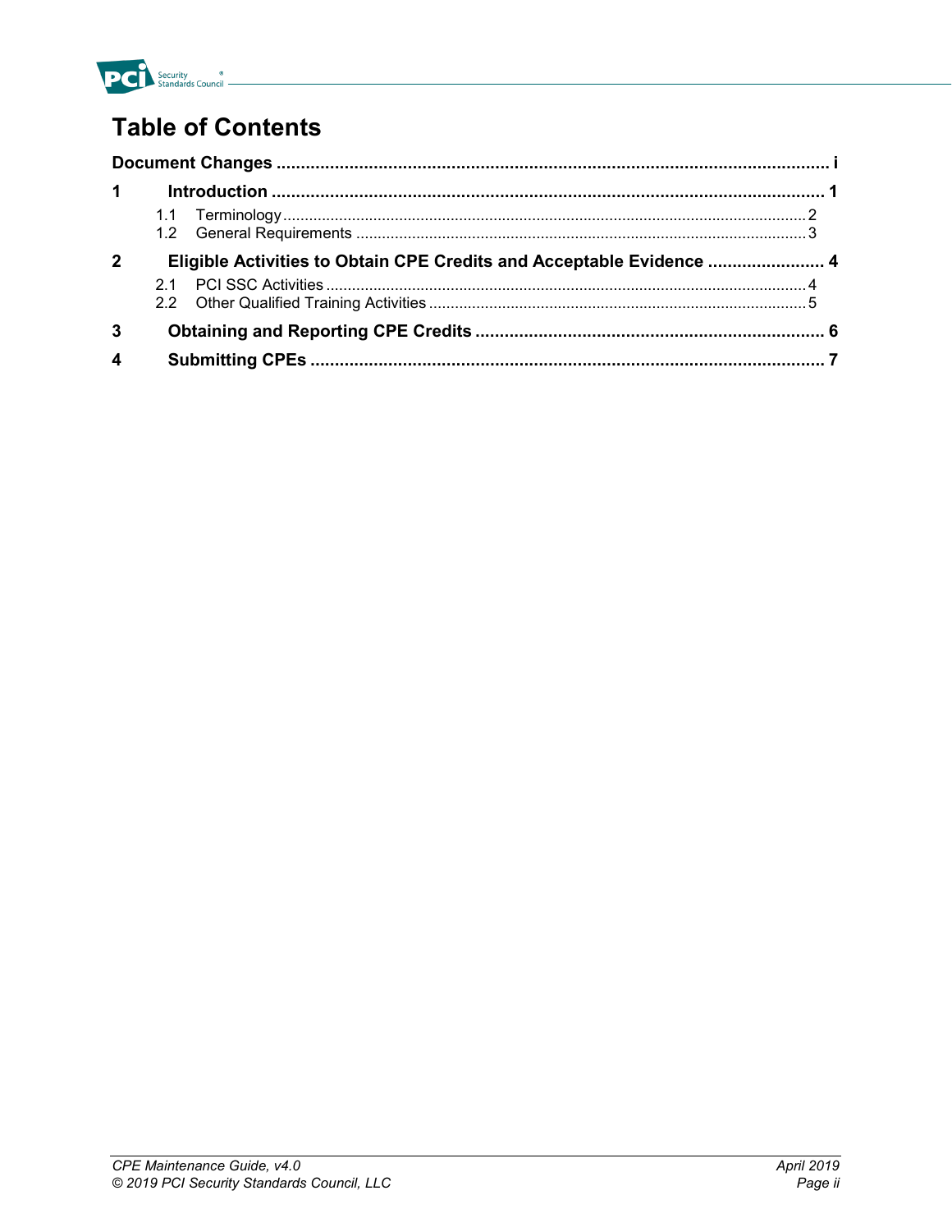# Table of Contents

**Document Changes ............................................................................................................ i**

**1 Introduction ......................................................................................................... 1**

- 1.1 Terminology ........................................................................................................ 2
- 1.2 General Requirements ........................................................................................ 3

**2 Eligible Activities to Obtain CPE Credits and Acceptable Evidence ........................ 4**

- 2.1 PCI SSC Activities .............................................................................................. 4
- 2.2 Other Qualified Training Activities ....................................................................... 5

**3 Obtaining and Reporting CPE Credits ....................................................................... 6**

**4 Submitting CPEs ......................................................................................................... 7**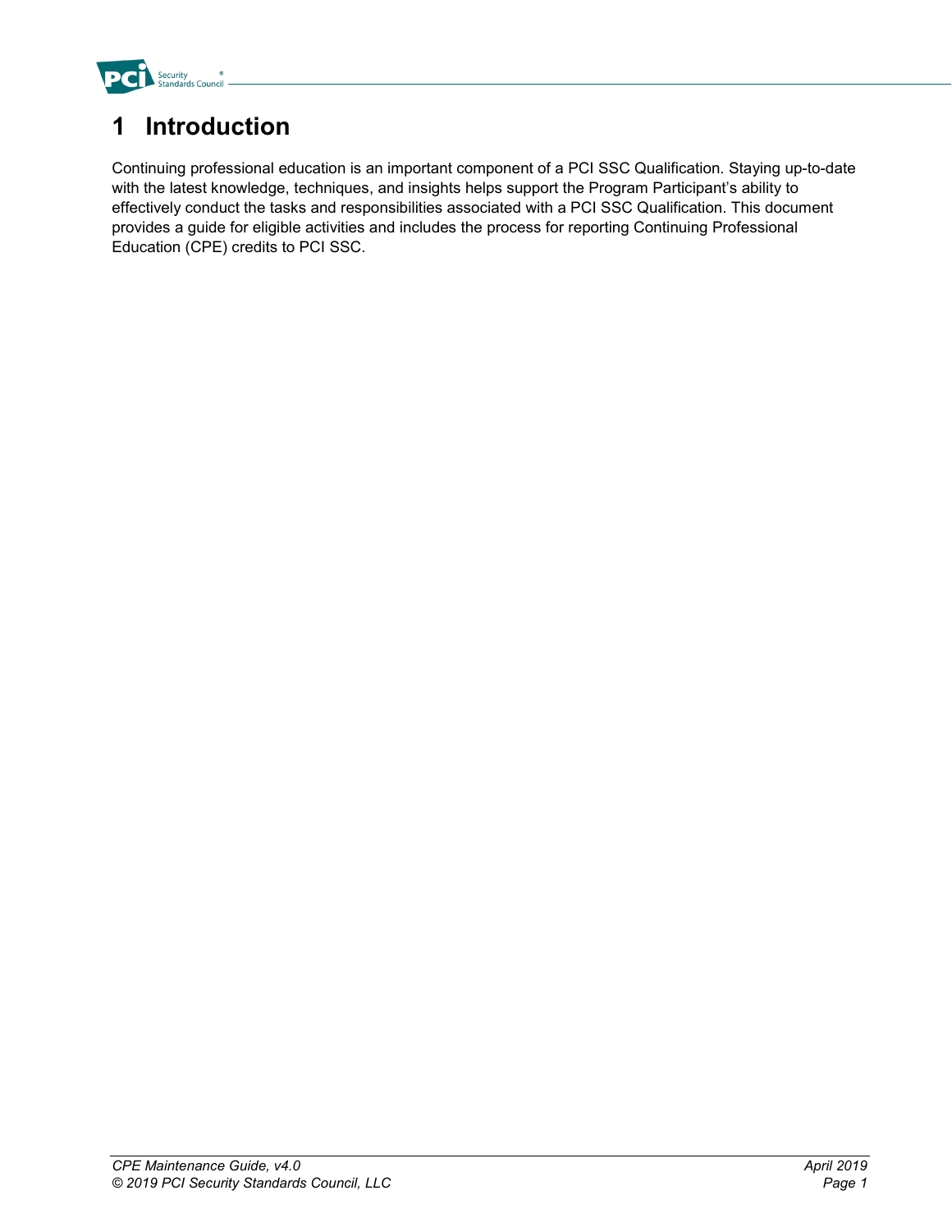# 1 Introduction

Continuing professional education is an important component of a PCI SSC Qualification. Staying up-to-date with the latest knowledge, techniques, and insights helps support the Program Participant's ability to effectively conduct the tasks and responsibilities associated with a PCI SSC Qualification. This document provides a guide for eligible activities and includes the process for reporting Continuing Professional Education (CPE) credits to PCI SSC.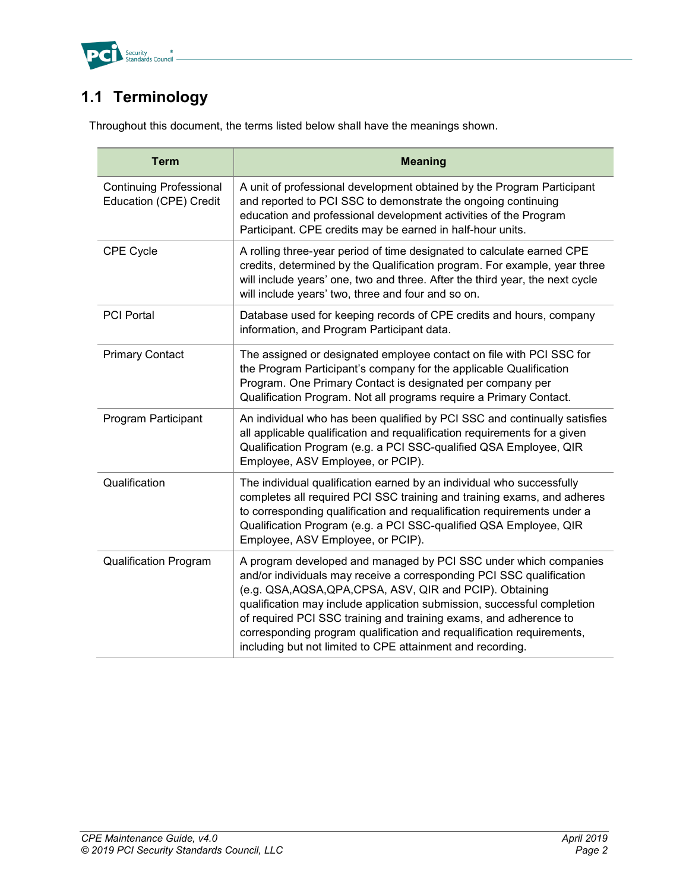## 1.1 Terminology

Throughout this document, the terms listed below shall have the meanings shown.

| Term | Meaning |
| --- | --- |
| Continuing Professional Education (CPE) Credit | A unit of professional development obtained by the Program Participant and reported to PCI SSC to demonstrate the ongoing continuing education and professional development activities of the Program Participant. CPE credits may be earned in half-hour units. |
| CPE Cycle | A rolling three-year period of time designated to calculate earned CPE credits, determined by the Qualification program. For example, year three will include years' one, two and three. After the third year, the next cycle will include years' two, three and four and so on. |
| PCI Portal | Database used for keeping records of CPE credits and hours, company information, and Program Participant data. |
| Primary Contact | The assigned or designated employee contact on file with PCI SSC for the Program Participant's company for the applicable Qualification Program. One Primary Contact is designated per company per Qualification Program. Not all programs require a Primary Contact. |
| Program Participant | An individual who has been qualified by PCI SSC and continually satisfies all applicable qualification and requalification requirements for a given Qualification Program (e.g. a PCI SSC-qualified QSA Employee, QIR Employee, ASV Employee, or PCIP). |
| Qualification | The individual qualification earned by an individual who successfully completes all required PCI SSC training and training exams, and adheres to corresponding qualification and requalification requirements under a Qualification Program (e.g. a PCI SSC-qualified QSA Employee, QIR Employee, ASV Employee, or PCIP). |
| Qualification Program | A program developed and managed by PCI SSC under which companies and/or individuals may receive a corresponding PCI SSC qualification (e.g. QSA,AQSA,QPA,CPSA, ASV, QIR and PCIP). Obtaining qualification may include application submission, successful completion of required PCI SSC training and training exams, and adherence to corresponding program qualification and requalification requirements, including but not limited to CPE attainment and recording. |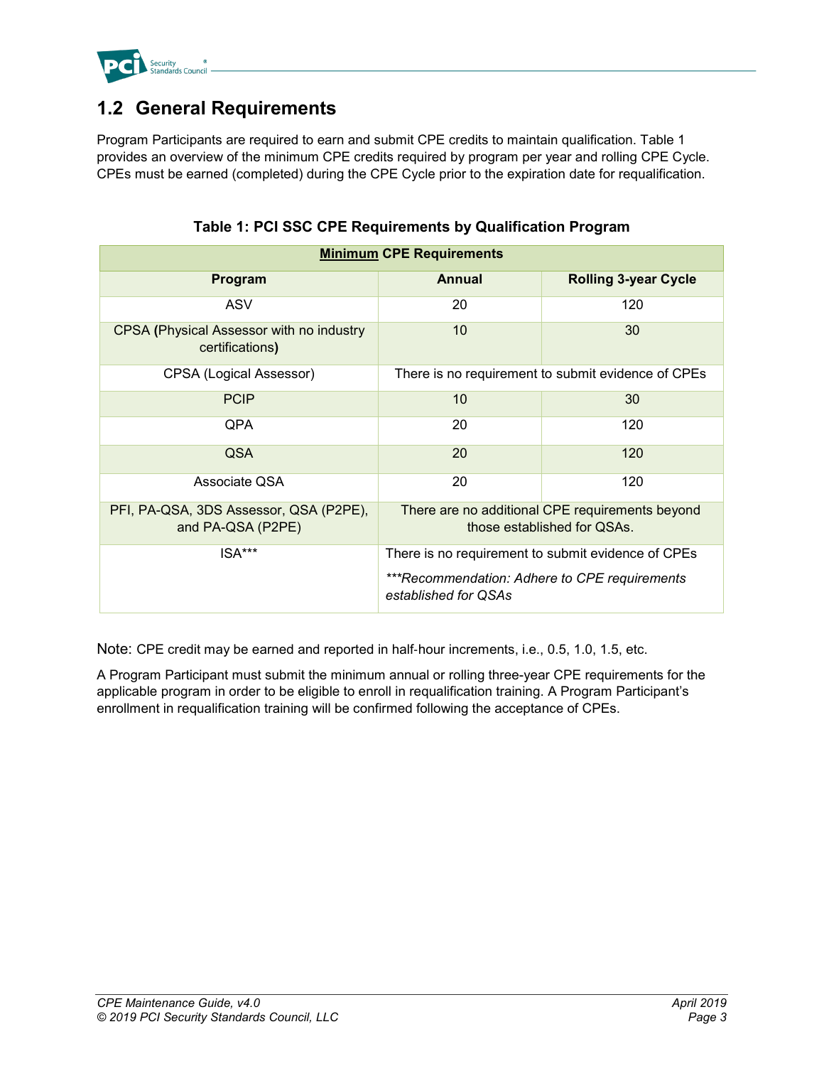## 1.2 General Requirements

Program Participants are required to earn and submit CPE credits to maintain qualification. Table 1 provides an overview of the minimum CPE credits required by program per year and rolling CPE Cycle. CPEs must be earned (completed) during the CPE Cycle prior to the expiration date for requalification.

**Table 1: PCI SSC CPE Requirements by Qualification Program**

| **Minimum CPE Requirements** | | |
|---|---|---|
| **Program** | **Annual** | **Rolling 3-year Cycle** |
| ASV | 20 | 120 |
| CPSA **(**Physical Assessor with no industry certifications**)** | 10 | 30 |
| CPSA (Logical Assessor) | There is no requirement to submit evidence of CPEs | |
| PCIP | 10 | 30 |
| QPA | 20 | 120 |
| QSA | 20 | 120 |
| Associate QSA | 20 | 120 |
| PFI, PA-QSA, 3DS Assessor, QSA (P2PE), and PA-QSA (P2PE) | There are no additional CPE requirements beyond those established for QSAs. | |
| ISA*** | There is no requirement to submit evidence of CPEs<br>****Recommendation: Adhere to CPE requirements established for QSAs* | |

Note: CPE credit may be earned and reported in half-hour increments, i.e., 0.5, 1.0, 1.5, etc.

A Program Participant must submit the minimum annual or rolling three-year CPE requirements for the applicable program in order to be eligible to enroll in requalification training. A Program Participant's enrollment in requalification training will be confirmed following the acceptance of CPEs.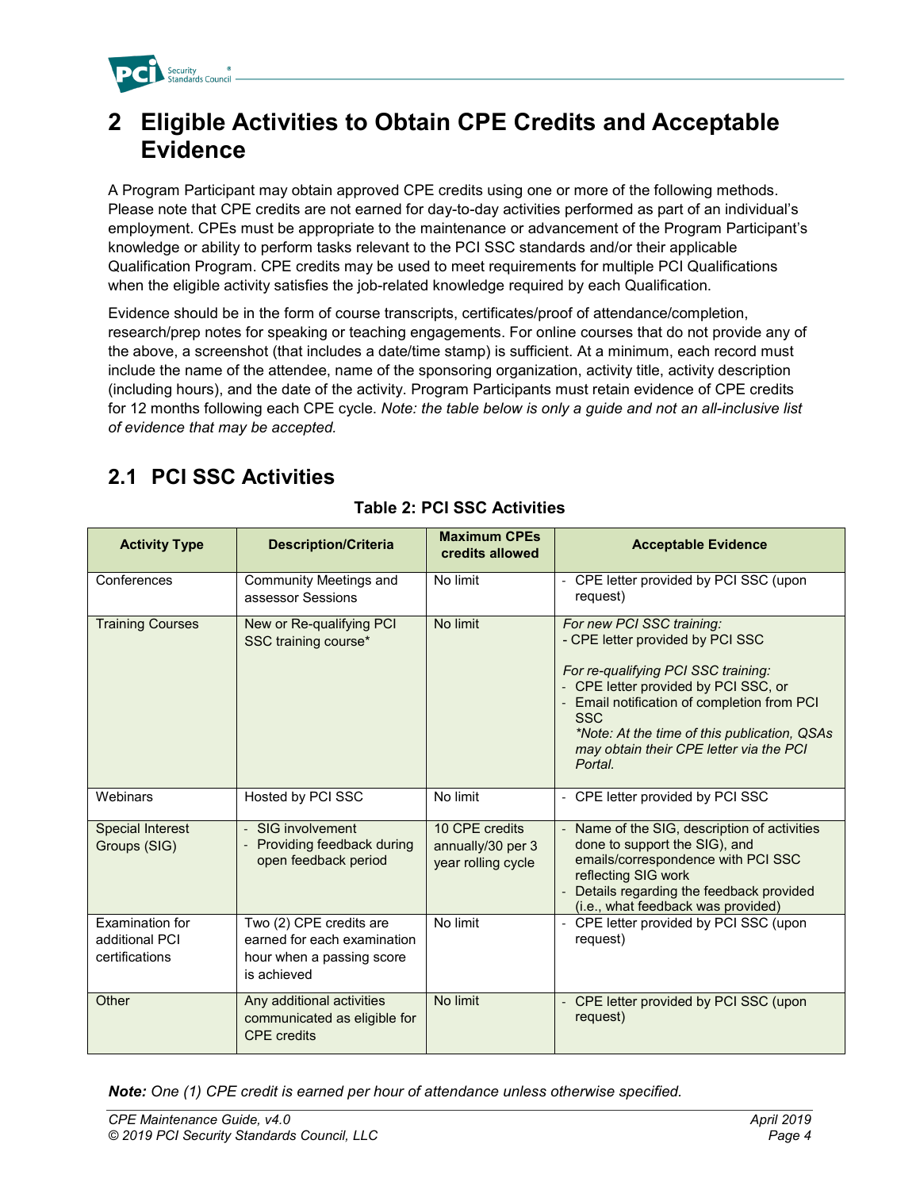# 2 Eligible Activities to Obtain CPE Credits and Acceptable Evidence

A Program Participant may obtain approved CPE credits using one or more of the following methods. Please note that CPE credits are not earned for day-to-day activities performed as part of an individual's employment. CPEs must be appropriate to the maintenance or advancement of the Program Participant's knowledge or ability to perform tasks relevant to the PCI SSC standards and/or their applicable Qualification Program. CPE credits may be used to meet requirements for multiple PCI Qualifications when the eligible activity satisfies the job-related knowledge required by each Qualification.

Evidence should be in the form of course transcripts, certificates/proof of attendance/completion, research/prep notes for speaking or teaching engagements. For online courses that do not provide any of the above, a screenshot (that includes a date/time stamp) is sufficient. At a minimum, each record must include the name of the attendee, name of the sponsoring organization, activity title, activity description (including hours), and the date of the activity. Program Participants must retain evidence of CPE credits for 12 months following each CPE cycle. *Note: the table below is only a guide and not an all-inclusive list of evidence that may be accepted.*

## 2.1 PCI SSC Activities

**Table 2: PCI SSC Activities**

| Activity Type | Description/Criteria | Maximum CPEs credits allowed | Acceptable Evidence |
|---|---|---|---|
| Conferences | Community Meetings and assessor Sessions | No limit | - CPE letter provided by PCI SSC (upon request) |
| Training Courses | New or Re-qualifying PCI SSC training course* | No limit | *For new PCI SSC training:*<br>- CPE letter provided by PCI SSC<br><br>*For re-qualifying PCI SSC training:*<br>- CPE letter provided by PCI SSC, or<br>- Email notification of completion from PCI SSC<br>*\*Note: At the time of this publication, QSAs may obtain their CPE letter via the PCI Portal.* |
| Webinars | Hosted by PCI SSC | No limit | - CPE letter provided by PCI SSC |
| Special Interest Groups (SIG) | - SIG involvement<br>- Providing feedback during open feedback period | 10 CPE credits annually/30 per 3 year rolling cycle | - Name of the SIG, description of activities done to support the SIG), and emails/correspondence with PCI SSC reflecting SIG work<br>- Details regarding the feedback provided (i.e., what feedback was provided) |
| Examination for additional PCI certifications | Two (2) CPE credits are earned for each examination hour when a passing score is achieved | No limit | - CPE letter provided by PCI SSC (upon request) |
| Other | Any additional activities communicated as eligible for CPE credits | No limit | - CPE letter provided by PCI SSC (upon request) |

***Note:*** *One (1) CPE credit is earned per hour of attendance unless otherwise specified.*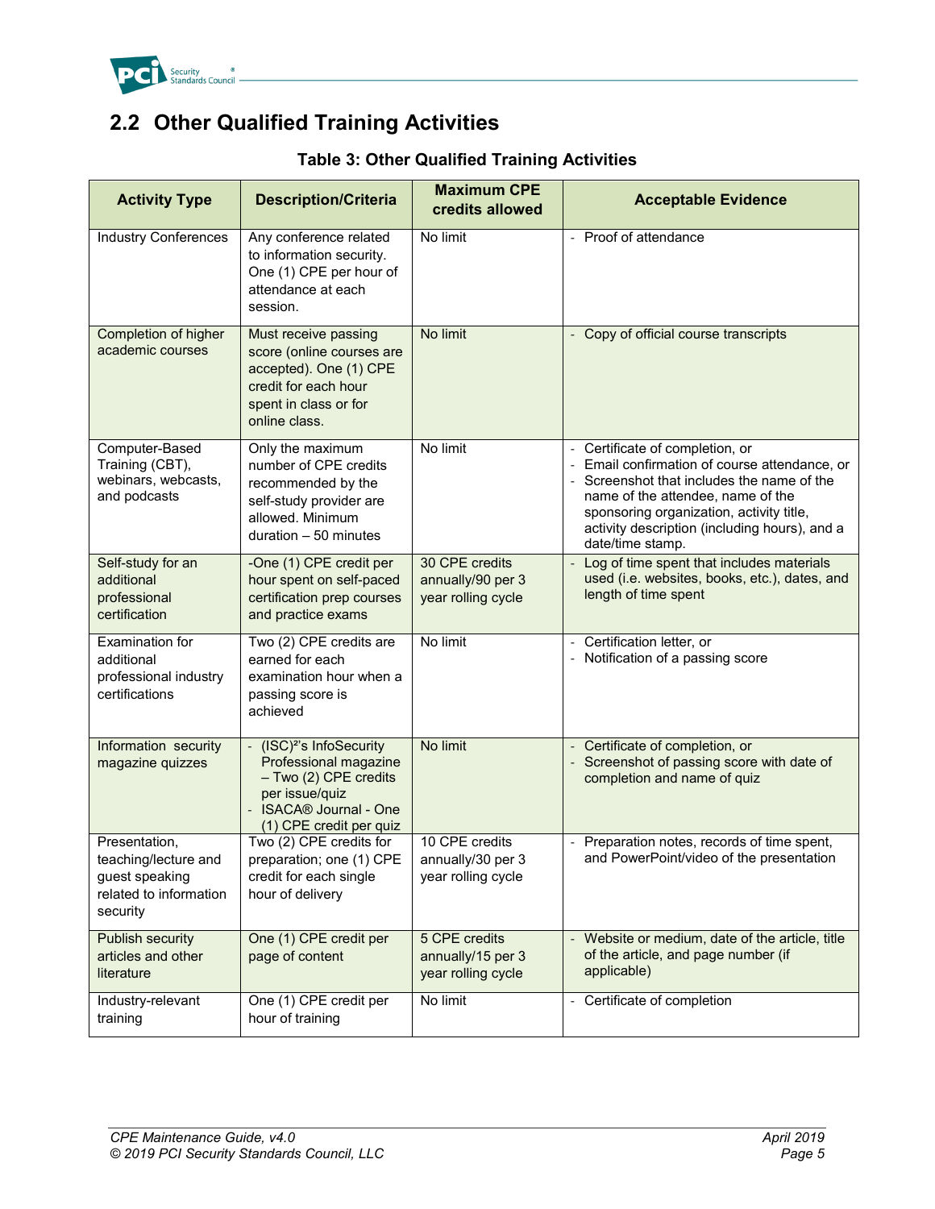## 2.2 Other Qualified Training Activities

**Table 3: Other Qualified Training Activities**

| Activity Type | Description/Criteria | Maximum CPE credits allowed | Acceptable Evidence |
|---|---|---|---|
| Industry Conferences | Any conference related to information security. One (1) CPE per hour of attendance at each session. | No limit | - Proof of attendance |
| Completion of higher academic courses | Must receive passing score (online courses are accepted). One (1) CPE credit for each hour spent in class or for online class. | No limit | - Copy of official course transcripts |
| Computer-Based Training (CBT), webinars, webcasts, and podcasts | Only the maximum number of CPE credits recommended by the self-study provider are allowed. Minimum duration – 50 minutes | No limit | - Certificate of completion, or<br>- Email confirmation of course attendance, or<br>- Screenshot that includes the name of the name of the attendee, name of the sponsoring organization, activity title, activity description (including hours), and a date/time stamp. |
| Self-study for an additional professional certification | -One (1) CPE credit per hour spent on self-paced certification prep courses and practice exams | 30 CPE credits annually/90 per 3 year rolling cycle | - Log of time spent that includes materials used (i.e. websites, books, etc.), dates, and length of time spent |
| Examination for additional professional industry certifications | Two (2) CPE credits are earned for each examination hour when a passing score is achieved | No limit | - Certification letter, or<br>- Notification of a passing score |
| Information security magazine quizzes | - (ISC)²'s InfoSecurity Professional magazine – Two (2) CPE credits per issue/quiz<br>- ISACA® Journal - One (1) CPE credit per quiz | No limit | - Certificate of completion, or<br>- Screenshot of passing score with date of completion and name of quiz |
| Presentation, teaching/lecture and guest speaking related to information security | Two (2) CPE credits for preparation; one (1) CPE credit for each single hour of delivery | 10 CPE credits annually/30 per 3 year rolling cycle | - Preparation notes, records of time spent, and PowerPoint/video of the presentation |
| Publish security articles and other literature | One (1) CPE credit per page of content | 5 CPE credits annually/15 per 3 year rolling cycle | - Website or medium, date of the article, title of the article, and page number (if applicable) |
| Industry-relevant training | One (1) CPE credit per hour of training | No limit | - Certificate of completion |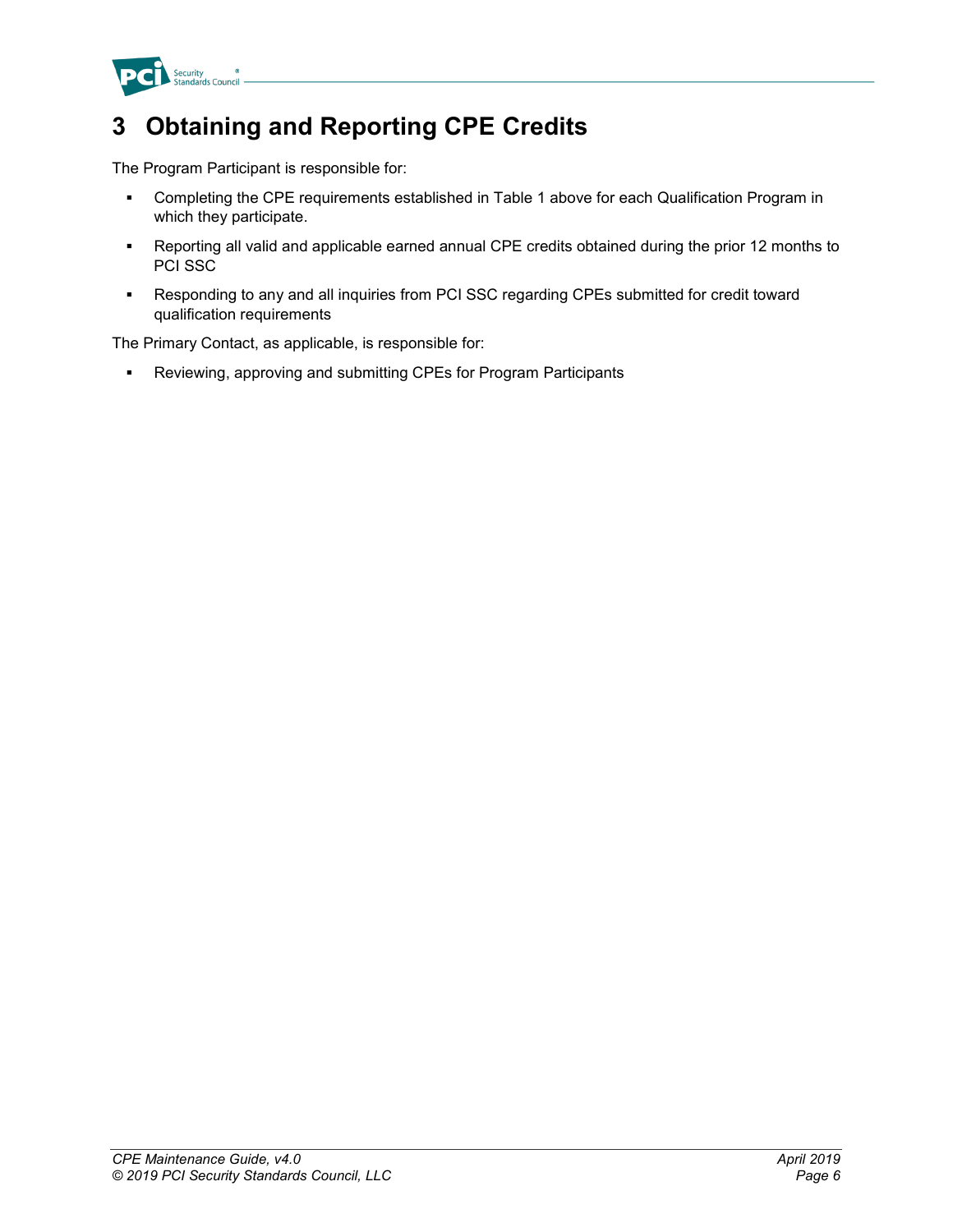# 3 Obtaining and Reporting CPE Credits

The Program Participant is responsible for:

- Completing the CPE requirements established in Table 1 above for each Qualification Program in which they participate.
- Reporting all valid and applicable earned annual CPE credits obtained during the prior 12 months to PCI SSC
- Responding to any and all inquiries from PCI SSC regarding CPEs submitted for credit toward qualification requirements

The Primary Contact, as applicable, is responsible for:

- Reviewing, approving and submitting CPEs for Program Participants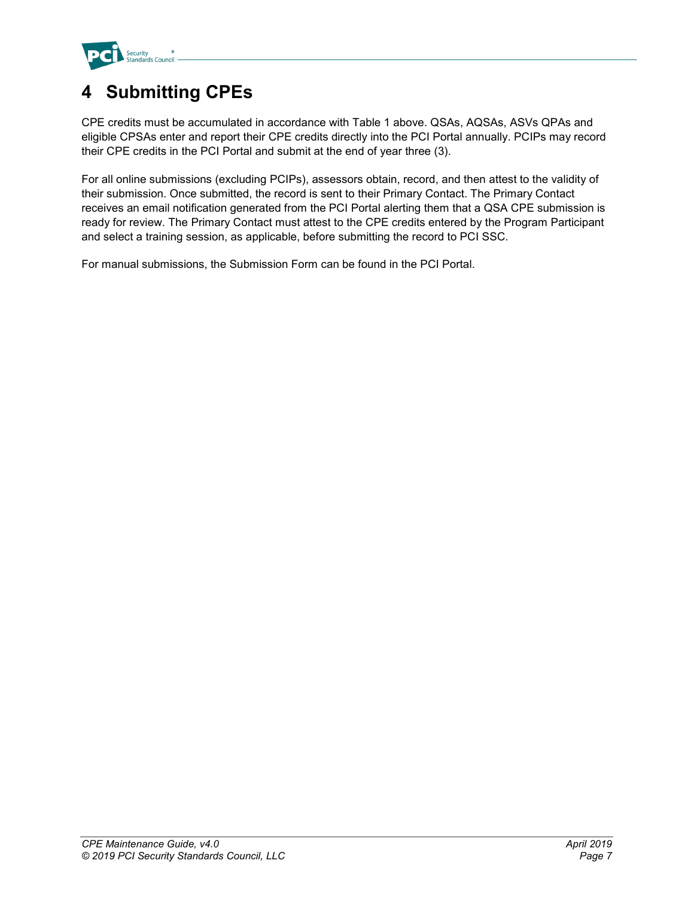# 4 Submitting CPEs

CPE credits must be accumulated in accordance with Table 1 above. QSAs, AQSAs, ASVs QPAs and eligible CPSAs enter and report their CPE credits directly into the PCI Portal annually. PCIPs may record their CPE credits in the PCI Portal and submit at the end of year three (3).

For all online submissions (excluding PCIPs), assessors obtain, record, and then attest to the validity of their submission. Once submitted, the record is sent to their Primary Contact. The Primary Contact receives an email notification generated from the PCI Portal alerting them that a QSA CPE submission is ready for review. The Primary Contact must attest to the CPE credits entered by the Program Participant and select a training session, as applicable, before submitting the record to PCI SSC.

For manual submissions, the Submission Form can be found in the PCI Portal.